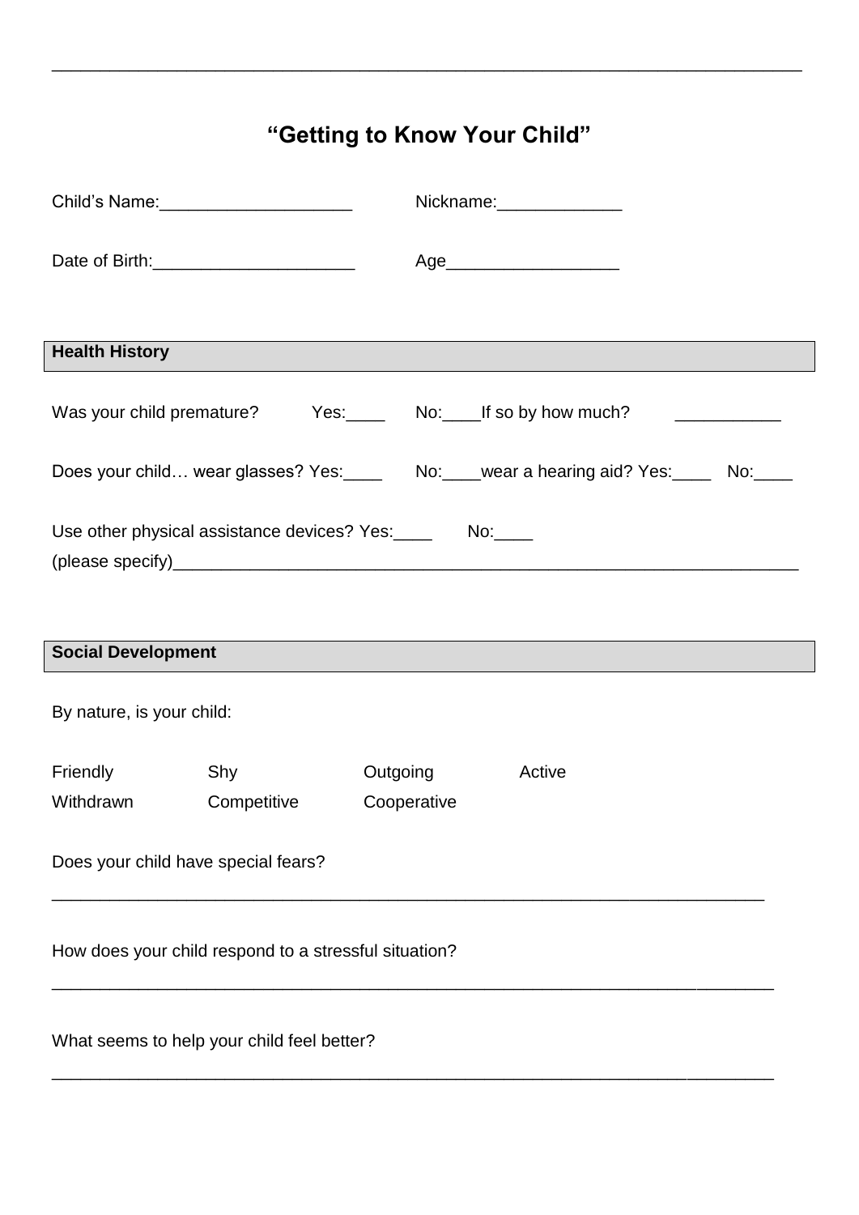---

# "Getting to Know Your Child"

Child's Name:____________________ Nickname:_____________

Date of Birth:_____________________ Age__________________

## Health History

Was your child premature? Yes:____ No:____If so by how much? ___________

Does your child… wear glasses? Yes:____ No:____wear a hearing aid? Yes:____ No:____

Use other physical assistance devices? Yes:____ No:____
(please specify)______________________________________________________________________

## Social Development

By nature, is your child:

| Friendly | Shy | Outgoing | Active |
|---|---|---|---|
| Withdrawn | Competitive | Cooperative | |

Does your child have special fears?

______________________________________________________________________________

How does your child respond to a stressful situation?

______________________________________________________________________________

What seems to help your child feel better?

______________________________________________________________________________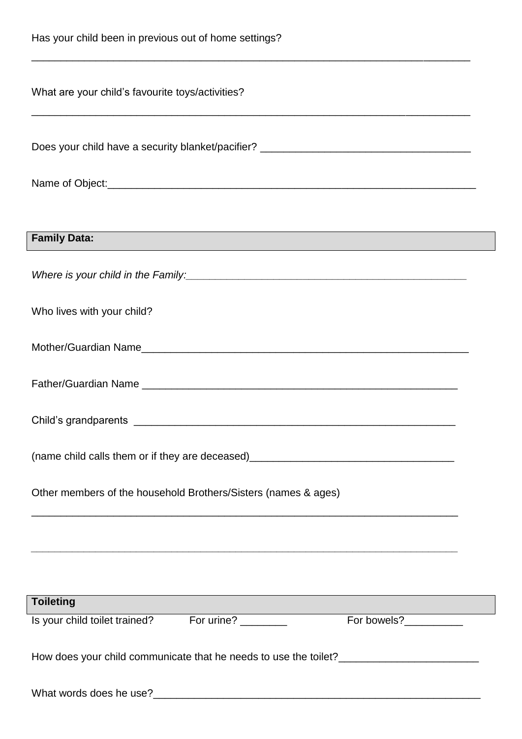Has your child been in previous out of home settings?

___________________________________________________________________________

What are your child's favourite toys/activities?

___________________________________________________________________________

Does your child have a security blanket/pacifier? ____________________________________

Name of Object:______________________________________________________________

**Family Data:**

*Where is your child in the Family:__________________________________________________*

Who lives with your child?

Mother/Guardian Name________________________________________________________

Father/Guardian Name ______________________________________________________

Child's grandparents ______________________________________________________

(name child calls them or if they are deceased)___________________________________

Other members of the household Brothers/Sisters (names & ages)

_________________________________________________________________________

_________________________________________________________________________

**Toileting**

Is your child toilet trained? For urine? ________ For bowels?__________

How does your child communicate that he needs to use the toilet?________________________

What words does he use?________________________________________________________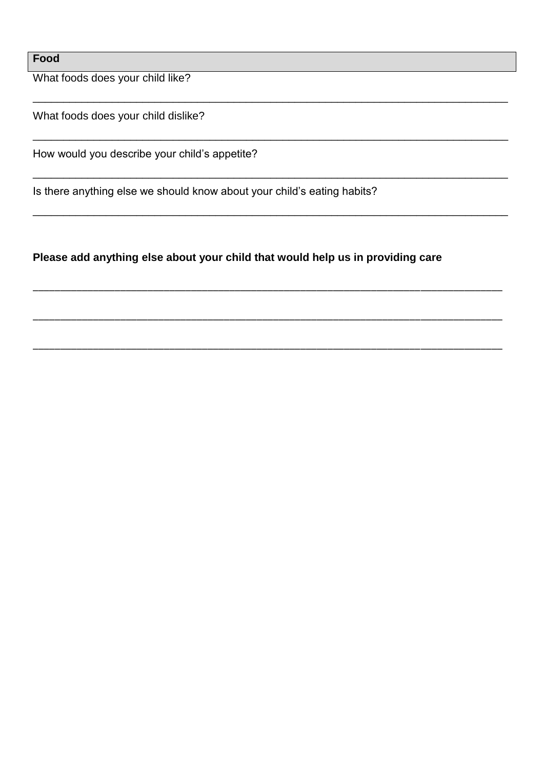## Food

What foods does your child like?

\_\_\_\_\_\_\_\_\_\_\_\_\_\_\_\_\_\_\_\_\_\_\_\_\_\_\_\_\_\_\_\_\_\_\_\_\_\_\_\_\_\_\_\_\_\_\_\_\_\_\_\_\_\_\_\_\_\_\_\_\_\_\_\_\_\_\_\_\_\_\_\_\_\_\_\_

What foods does your child dislike?

\_\_\_\_\_\_\_\_\_\_\_\_\_\_\_\_\_\_\_\_\_\_\_\_\_\_\_\_\_\_\_\_\_\_\_\_\_\_\_\_\_\_\_\_\_\_\_\_\_\_\_\_\_\_\_\_\_\_\_\_\_\_\_\_\_\_\_\_\_\_\_\_\_\_\_\_

How would you describe your child's appetite?

\_\_\_\_\_\_\_\_\_\_\_\_\_\_\_\_\_\_\_\_\_\_\_\_\_\_\_\_\_\_\_\_\_\_\_\_\_\_\_\_\_\_\_\_\_\_\_\_\_\_\_\_\_\_\_\_\_\_\_\_\_\_\_\_\_\_\_\_\_\_\_\_\_\_\_\_

Is there anything else we should know about your child's eating habits?

\_\_\_\_\_\_\_\_\_\_\_\_\_\_\_\_\_\_\_\_\_\_\_\_\_\_\_\_\_\_\_\_\_\_\_\_\_\_\_\_\_\_\_\_\_\_\_\_\_\_\_\_\_\_\_\_\_\_\_\_\_\_\_\_\_\_\_\_\_\_\_\_\_\_\_\_

**Please add anything else about your child that would help us in providing care**

\_\_\_\_\_\_\_\_\_\_\_\_\_\_\_\_\_\_\_\_\_\_\_\_\_\_\_\_\_\_\_\_\_\_\_\_\_\_\_\_\_\_\_\_\_\_\_\_\_\_\_\_\_\_\_\_\_\_\_\_\_\_\_\_\_\_\_\_\_\_\_\_\_\_\_\_

\_\_\_\_\_\_\_\_\_\_\_\_\_\_\_\_\_\_\_\_\_\_\_\_\_\_\_\_\_\_\_\_\_\_\_\_\_\_\_\_\_\_\_\_\_\_\_\_\_\_\_\_\_\_\_\_\_\_\_\_\_\_\_\_\_\_\_\_\_\_\_\_\_\_\_\_

\_\_\_\_\_\_\_\_\_\_\_\_\_\_\_\_\_\_\_\_\_\_\_\_\_\_\_\_\_\_\_\_\_\_\_\_\_\_\_\_\_\_\_\_\_\_\_\_\_\_\_\_\_\_\_\_\_\_\_\_\_\_\_\_\_\_\_\_\_\_\_\_\_\_\_\_